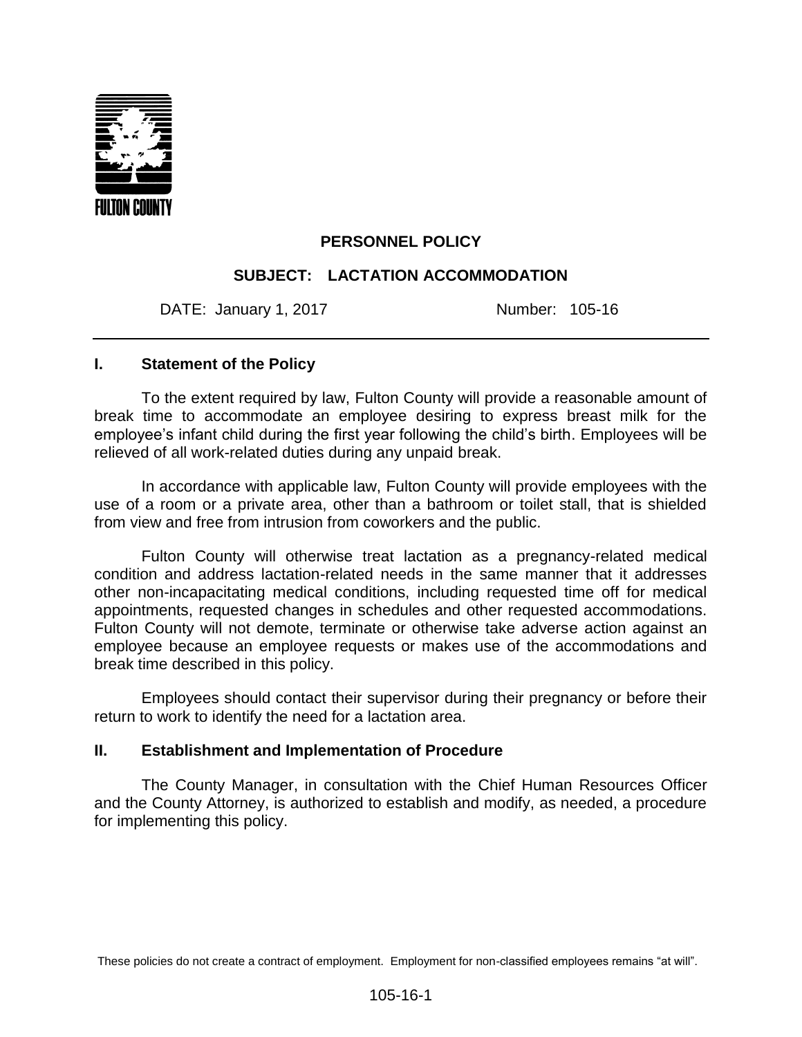FULTON COUNTY

# PERSONNEL POLICY

## SUBJECT: LACTATION ACCOMMODATION

DATE: January 1, 2017 Number: 105-16

---

### I. Statement of the Policy

To the extent required by law, Fulton County will provide a reasonable amount of break time to accommodate an employee desiring to express breast milk for the employee's infant child during the first year following the child's birth. Employees will be relieved of all work-related duties during any unpaid break.

In accordance with applicable law, Fulton County will provide employees with the use of a room or a private area, other than a bathroom or toilet stall, that is shielded from view and free from intrusion from coworkers and the public.

Fulton County will otherwise treat lactation as a pregnancy-related medical condition and address lactation-related needs in the same manner that it addresses other non-incapacitating medical conditions, including requested time off for medical appointments, requested changes in schedules and other requested accommodations. Fulton County will not demote, terminate or otherwise take adverse action against an employee because an employee requests or makes use of the accommodations and break time described in this policy.

Employees should contact their supervisor during their pregnancy or before their return to work to identify the need for a lactation area.

### II. Establishment and Implementation of Procedure

The County Manager, in consultation with the Chief Human Resources Officer and the County Attorney, is authorized to establish and modify, as needed, a procedure for implementing this policy.

These policies do not create a contract of employment. Employment for non-classified employees remains "at will".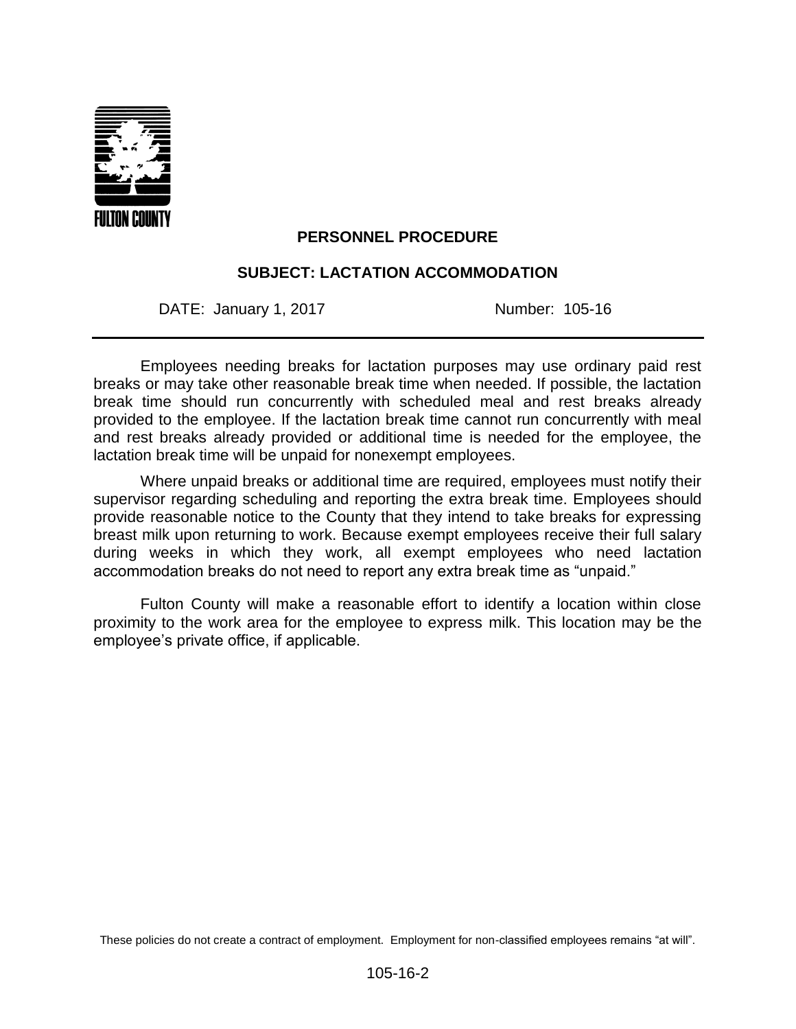FULTON COUNTY

**PERSONNEL PROCEDURE**

**SUBJECT: LACTATION ACCOMMODATION**

DATE: January 1, 2017 Number: 105-16

---

Employees needing breaks for lactation purposes may use ordinary paid rest breaks or may take other reasonable break time when needed. If possible, the lactation break time should run concurrently with scheduled meal and rest breaks already provided to the employee. If the lactation break time cannot run concurrently with meal and rest breaks already provided or additional time is needed for the employee, the lactation break time will be unpaid for nonexempt employees.

Where unpaid breaks or additional time are required, employees must notify their supervisor regarding scheduling and reporting the extra break time. Employees should provide reasonable notice to the County that they intend to take breaks for expressing breast milk upon returning to work. Because exempt employees receive their full salary during weeks in which they work, all exempt employees who need lactation accommodation breaks do not need to report any extra break time as "unpaid."

Fulton County will make a reasonable effort to identify a location within close proximity to the work area for the employee to express milk. This location may be the employee's private office, if applicable.

These policies do not create a contract of employment. Employment for non-classified employees remains "at will".